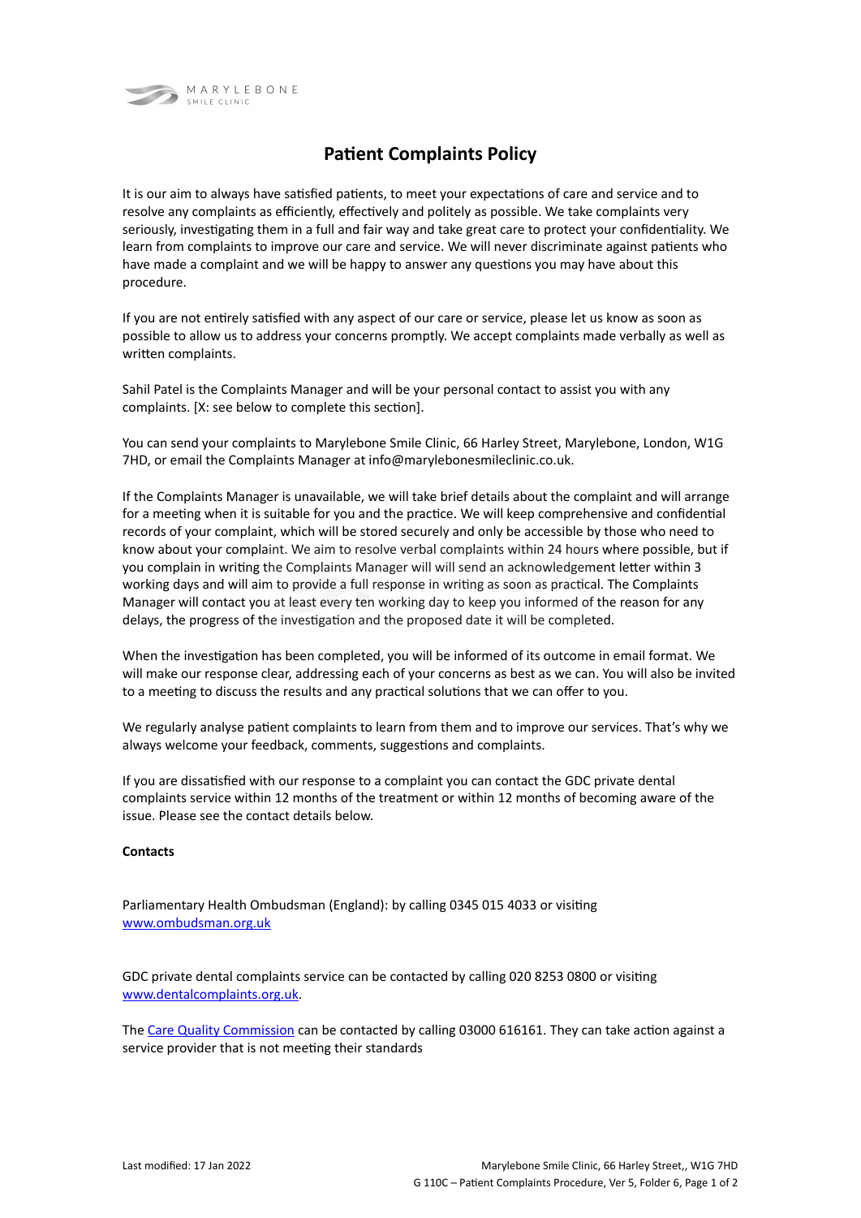# Patient Complaints Policy

It is our aim to always have satisfied patients, to meet your expectations of care and service and to resolve any complaints as efficiently, effectively and politely as possible. We take complaints very seriously, investigating them in a full and fair way and take great care to protect your confidentiality. We learn from complaints to improve our care and service. We will never discriminate against patients who have made a complaint and we will be happy to answer any questions you may have about this procedure.

If you are not entirely satisfied with any aspect of our care or service, please let us know as soon as possible to allow us to address your concerns promptly. We accept complaints made verbally as well as written complaints.

Sahil Patel is the Complaints Manager and will be your personal contact to assist you with any complaints. [X: see below to complete this section].

You can send your complaints to Marylebone Smile Clinic, 66 Harley Street, Marylebone, London, W1G 7HD, or email the Complaints Manager at info@marylebonesmileclinic.co.uk.

If the Complaints Manager is unavailable, we will take brief details about the complaint and will arrange for a meeting when it is suitable for you and the practice. We will keep comprehensive and confidential records of your complaint, which will be stored securely and only be accessible by those who need to know about your complaint. We aim to resolve verbal complaints within 24 hours where possible, but if you complain in writing the Complaints Manager will will send an acknowledgement letter within 3 working days and will aim to provide a full response in writing as soon as practical. The Complaints Manager will contact you at least every ten working day to keep you informed of the reason for any delays, the progress of the investigation and the proposed date it will be completed.

When the investigation has been completed, you will be informed of its outcome in email format. We will make our response clear, addressing each of your concerns as best as we can. You will also be invited to a meeting to discuss the results and any practical solutions that we can offer to you.

We regularly analyse patient complaints to learn from them and to improve our services. That's why we always welcome your feedback, comments, suggestions and complaints.

If you are dissatisfied with our response to a complaint you can contact the GDC private dental complaints service within 12 months of the treatment or within 12 months of becoming aware of the issue. Please see the contact details below.

**Contacts**

Parliamentary Health Ombudsman (England): by calling 0345 015 4033 or visiting www.ombudsman.org.uk

GDC private dental complaints service can be contacted by calling 020 8253 0800 or visiting www.dentalcomplaints.org.uk.

The Care Quality Commission can be contacted by calling 03000 616161. They can take action against a service provider that is not meeting their standards